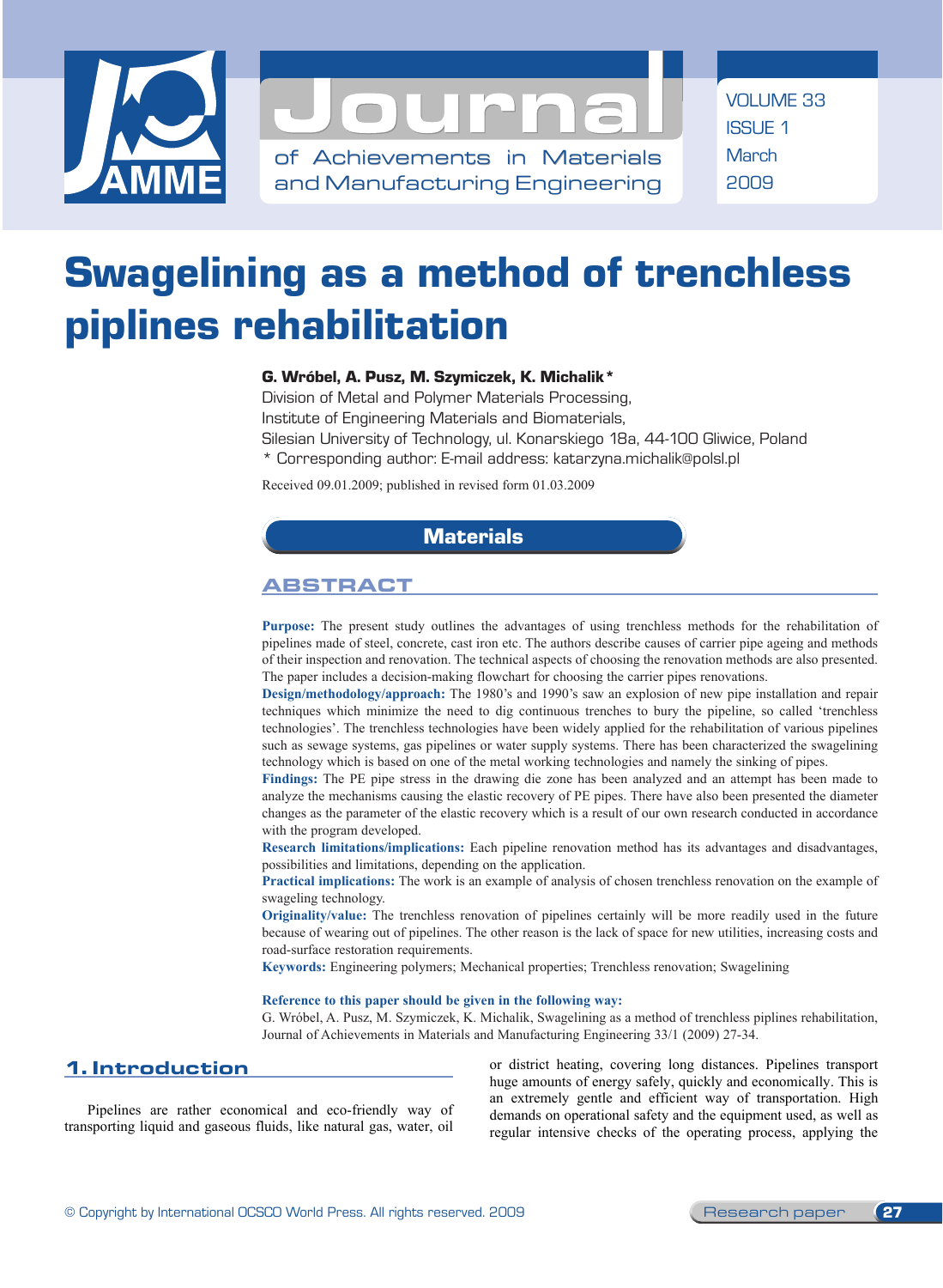# Swagelining as a method of trenchless piplines rehabilitation

**G. Wróbel, A. Pusz, M. Szymiczek, K. Michalik***

Division of Metal and Polymer Materials Processing,
Institute of Engineering Materials and Biomaterials,
Silesian University of Technology, ul. Konarskiego 18a, 44-100 Gliwice, Poland
\* Corresponding author: E-mail address: katarzyna.michalik@polsl.pl

Received 09.01.2009; published in revised form 01.03.2009

**Materials**

## ABSTRACT

**Purpose:** The present study outlines the advantages of using trenchless methods for the rehabilitation of pipelines made of steel, concrete, cast iron etc. The authors describe causes of carrier pipe ageing and methods of their inspection and renovation. The technical aspects of choosing the renovation methods are also presented. The paper includes a decision-making flowchart for choosing the carrier pipes renovations.

**Design/methodology/approach:** The 1980's and 1990's saw an explosion of new pipe installation and repair techniques which minimize the need to dig continuous trenches to bury the pipeline, so called 'trenchless technologies'. The trenchless technologies have been widely applied for the rehabilitation of various pipelines such as sewage systems, gas pipelines or water supply systems. There has been characterized the swagelining technology which is based on one of the metal working technologies and namely the sinking of pipes.

**Findings:** The PE pipe stress in the drawing die zone has been analyzed and an attempt has been made to analyze the mechanisms causing the elastic recovery of PE pipes. There have also been presented the diameter changes as the parameter of the elastic recovery which is a result of our own research conducted in accordance with the program developed.

**Research limitations/implications:** Each pipeline renovation method has its advantages and disadvantages, possibilities and limitations, depending on the application.

**Practical implications:** The work is an example of analysis of chosen trenchless renovation on the example of swageling technology.

**Originality/value:** The trenchless renovation of pipelines certainly will be more readily used in the future because of wearing out of pipelines. The other reason is the lack of space for new utilities, increasing costs and road-surface restoration requirements.

**Keywords:** Engineering polymers; Mechanical properties; Trenchless renovation; Swagelining

**Reference to this paper should be given in the following way:**

G. Wróbel, A. Pusz, M. Szymiczek, K. Michalik, Swagelining as a method of trenchless piplines rehabilitation, Journal of Achievements in Materials and Manufacturing Engineering 33/1 (2009) 27-34.

## 1. Introduction

Pipelines are rather economical and eco-friendly way of transporting liquid and gaseous fluids, like natural gas, water, oil or district heating, covering long distances. Pipelines transport huge amounts of energy safely, quickly and economically. This is an extremely gentle and efficient way of transportation. High demands on operational safety and the equipment used, as well as regular intensive checks of the operating process, applying the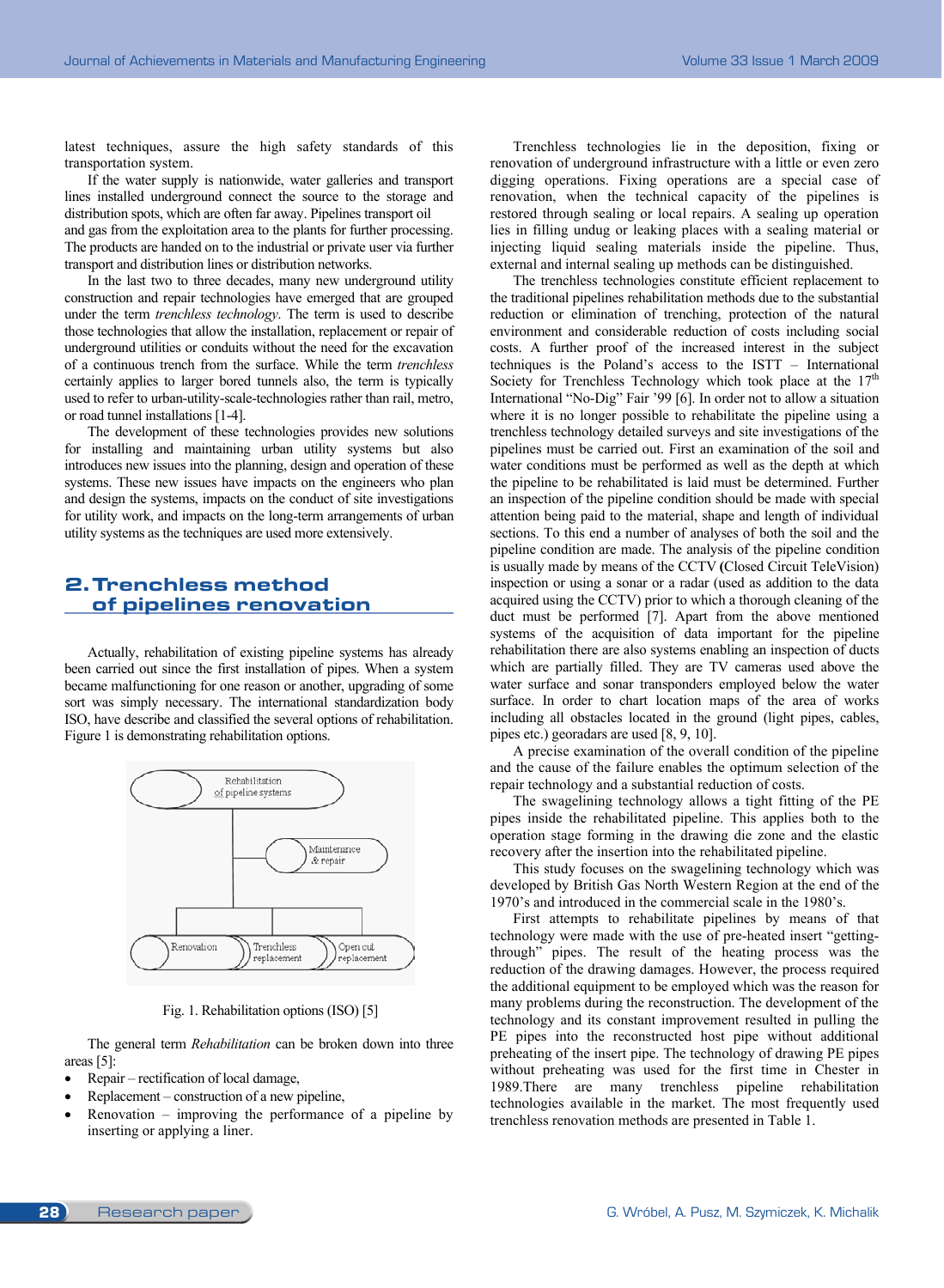latest techniques, assure the high safety standards of this transportation system.

If the water supply is nationwide, water galleries and transport lines installed underground connect the source to the storage and distribution spots, which are often far away. Pipelines transport oil and gas from the exploitation area to the plants for further processing. The products are handed on to the industrial or private user via further transport and distribution lines or distribution networks.

In the last two to three decades, many new underground utility construction and repair technologies have emerged that are grouped under the term *trenchless technology*. The term is used to describe those technologies that allow the installation, replacement or repair of underground utilities or conduits without the need for the excavation of a continuous trench from the surface. While the term *trenchless* certainly applies to larger bored tunnels also, the term is typically used to refer to urban-utility-scale-technologies rather than rail, metro, or road tunnel installations [1-4].

The development of these technologies provides new solutions for installing and maintaining urban utility systems but also introduces new issues into the planning, design and operation of these systems. These new issues have impacts on the engineers who plan and design the systems, impacts on the conduct of site investigations for utility work, and impacts on the long-term arrangements of urban utility systems as the techniques are used more extensively.

## 2. Trenchless method of pipelines renovation

Actually, rehabilitation of existing pipeline systems has already been carried out since the first installation of pipes. When a system became malfunctioning for one reason or another, upgrading of some sort was simply necessary. The international standardization body ISO, have describe and classified the several options of rehabilitation. Figure 1 is demonstrating rehabilitation options.

Rehabilitation of pipeline systems

Maintenance & repair

Renovation

Trenchless replacement

Open cut replacement

Fig. 1. Rehabilitation options (ISO) [5]

The general term *Rehabilitation* can be broken down into three areas [5]:

- Repair – rectification of local damage,
- Replacement – construction of a new pipeline,
- Renovation – improving the performance of a pipeline by inserting or applying a liner.

Trenchless technologies lie in the deposition, fixing or renovation of underground infrastructure with a little or even zero digging operations. Fixing operations are a special case of renovation, when the technical capacity of the pipelines is restored through sealing or local repairs. A sealing up operation lies in filling undug or leaking places with a sealing material or injecting liquid sealing materials inside the pipeline. Thus, external and internal sealing up methods can be distinguished.

The trenchless technologies constitute efficient replacement to the traditional pipelines rehabilitation methods due to the substantial reduction or elimination of trenching, protection of the natural environment and considerable reduction of costs including social costs. A further proof of the increased interest in the subject techniques is the Poland's access to the ISTT – International Society for Trenchless Technology which took place at the 17th International "No-Dig" Fair '99 [6]. In order not to allow a situation where it is no longer possible to rehabilitate the pipeline using a trenchless technology detailed surveys and site investigations of the pipelines must be carried out. First an examination of the soil and water conditions must be performed as well as the depth at which the pipeline to be rehabilitated is laid must be determined. Further an inspection of the pipeline condition should be made with special attention being paid to the material, shape and length of individual sections. To this end a number of analyses of both the soil and the pipeline condition are made. The analysis of the pipeline condition is usually made by means of the CCTV (Closed Circuit TeleVision) inspection or using a sonar or a radar (used as addition to the data acquired using the CCTV) prior to which a thorough cleaning of the duct must be performed [7]. Apart from the above mentioned systems of the acquisition of data important for the pipeline rehabilitation there are also systems enabling an inspection of ducts which are partially filled. They are TV cameras used above the water surface and sonar transponders employed below the water surface. In order to chart location maps of the area of works including all obstacles located in the ground (light pipes, cables, pipes etc.) georadars are used [8, 9, 10].

A precise examination of the overall condition of the pipeline and the cause of the failure enables the optimum selection of the repair technology and a substantial reduction of costs.

The swagelining technology allows a tight fitting of the PE pipes inside the rehabilitated pipeline. This applies both to the operation stage forming in the drawing die zone and the elastic recovery after the insertion into the rehabilitated pipeline.

This study focuses on the swagelining technology which was developed by British Gas North Western Region at the end of the 1970's and introduced in the commercial scale in the 1980's.

First attempts to rehabilitate pipelines by means of that technology were made with the use of pre-heated insert "getting-through" pipes. The result of the heating process was the reduction of the drawing damages. However, the process required the additional equipment to be employed which was the reason for many problems during the reconstruction. The development of the technology and its constant improvement resulted in pulling the PE pipes into the reconstructed host pipe without additional preheating of the insert pipe. The technology of drawing PE pipes without preheating was used for the first time in Chester in 1989.There are many trenchless pipeline rehabilitation technologies available in the market. The most frequently used trenchless renovation methods are presented in Table 1.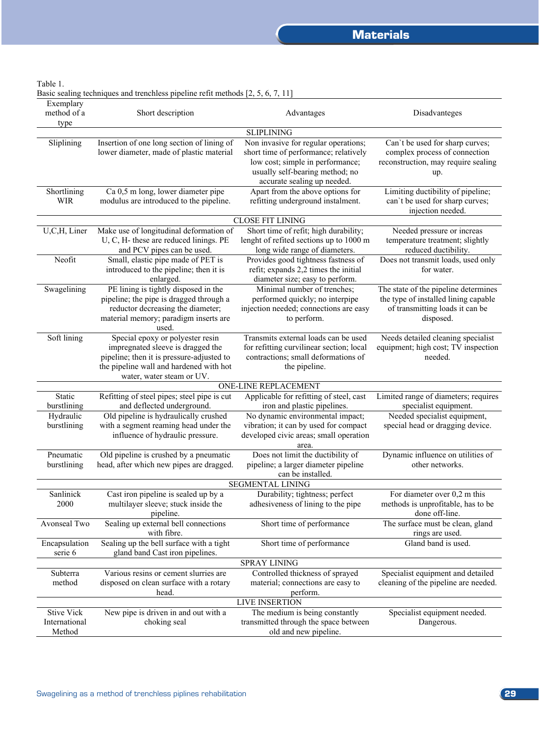Table 1.
Basic sealing techniques and trenchless pipeline refit methods [2, 5, 6, 7, 11]

| Exemplary method of a type | Short description | Advantages | Disadvanteges |
|---|---|---|---|
| SLIPLINING | | | |
| Sliplining | Insertion of one long section of lining of lower diameter, made of plastic material | Non invasive for regular operations; short time of performance; relatively low cost; simple in performance; usually self-bearing method; no accurate sealing up needed. | Can`t be used for sharp curves; complex process of connection reconstruction, may require sealing up. |
| Shortlining WIR | Ca 0,5 m long, lower diameter pipe modulus are introduced to the pipeline. | Apart from the above options for refitting underground instalment. | Limiting ductibility of pipeline; can`t be used for sharp curves; injection needed. |
| CLOSE FIT LINING | | | |
| U,C,H, Liner | Make use of longitudinal deformation of U, C, H- these are reduced linings. PE and PCV pipes can be used. | Short time of refit; high durability; lenght of refited sections up to 1000 m long wide range of diameters. | Needed pressure or increas temperature treatment; slightly reduced ductibility. |
| Neofit | Small, elastic pipe made of PET is introduced to the pipeline; then it is enlarged. | Provides good tightness fastness of refit; expands 2,2 times the initial diameter size; easy to perform. | Does not transmit loads, used only for water. |
| Swagelining | PE lining is tightly disposed in the pipeline; the pipe is dragged through a reductor decreasing the diameter; material memory; paradigm inserts are used. | Minimal number of trenches; performed quickly; no interpipe injection needed; connections are easy to perform. | The state of the pipeline determines the type of installed lining capable of transmitting loads it can be disposed. |
| Soft lining | Special epoxy or polyester resin impregnated sleeve is dragged the pipeline; then it is pressure-adjusted to the pipeline wall and hardened with hot water, water steam or UV. | Transmits external loads can be used for refitting curvilinear section; local contractions; small deformations of the pipeline. | Needs detailed cleaning specialist equipment; high cost; TV inspection needed. |
| ONE-LINE REPLACEMENT | | | |
| Static burstlining | Refitting of steel pipes; steel pipe is cut and deflected underground. | Applicable for refitting of steel, cast iron and plastic pipelines. | Limited range of diameters; requires specialist equipment. |
| Hydraulic burstlining | Old pipeline is hydraulically crushed with a segment reaming head under the influence of hydraulic pressure. | No dynamic environmental impact; vibration; it can by used for compact developed civic areas; small operation area. | Needed specialist equipment, special head or dragging device. |
| Pneumatic burstlining | Old pipeline is crushed by a pneumatic head, after which new pipes are dragged. | Does not limit the ductibility of pipeline; a larger diameter pipeline can be installed. | Dynamic influence on utilities of other networks. |
| SEGMENTAL LINING | | | |
| Sanlinick 2000 | Cast iron pipeline is sealed up by a multilayer sleeve; stuck inside the pipeline. | Durability; tightness; perfect adhesiveness of lining to the pipe | For diameter over 0,2 m this methods is unprofitable, has to be done off-line. |
| Avonseal Two | Sealing up external bell connections with fibre. | Short time of performance | The surface must be clean, gland rings are used. |
| Encapsulation serie 6 | Sealing up the bell surface with a tight gland band Cast iron pipelines. | Short time of performance | Gland band is used. |
| SPRAY LINING | | | |
| Subterra method | Various resins or cement slurries are disposed on clean surface with a rotary head. | Controlled thickness of sprayed material; connections are easy to perform. | Specialist equipment and detailed cleaning of the pipeline are needed. |
| LIVE INSERTION | | | |
| Stive Vick International Method | New pipe is driven in and out with a choking seal | The medium is being constantly transmitted through the space between old and new pipeline. | Specialist equipment needed. Dangerous. |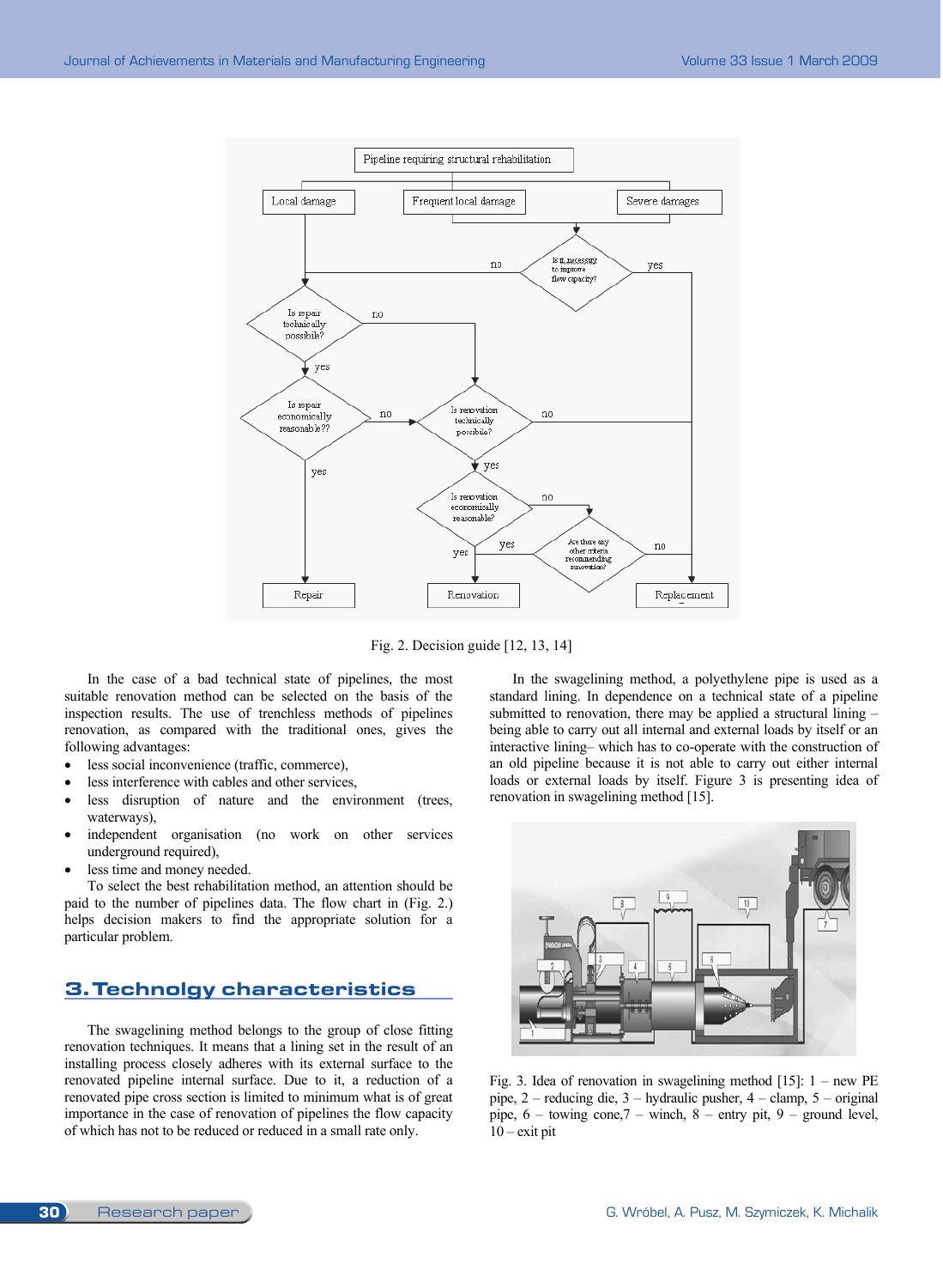Pipeline requiring structural rehabilitation

Local damage

Frequent local damage

Severe damages

Is it necessary to improve flow capacity?

no

yes

Is repair technically possibile?

no

yes

Is repair economically reasonable??

no

yes

Is renovation technically possibile?

no

yes

Is renovation economically reasonable?

no

yes

yes

Are there any other criteria recommending renovation?

no

Repair

Renovation

Replacement

Fig. 2. Decision guide [12, 13, 14]

In the case of a bad technical state of pipelines, the most suitable renovation method can be selected on the basis of the inspection results. The use of trenchless methods of pipelines renovation, as compared with the traditional ones, gives the following advantages:

- less social inconvenience (traffic, commerce),
- less interference with cables and other services,
- less disruption of nature and the environment (trees, waterways),
- independent organisation (no work on other services underground required),
- less time and money needed.

To select the best rehabilitation method, an attention should be paid to the number of pipelines data. The flow chart in (Fig. 2.) helps decision makers to find the appropriate solution for a particular problem.

## 3. Technolgy characteristics

The swagelining method belongs to the group of close fitting renovation techniques. It means that a lining set in the result of an installing process closely adheres with its external surface to the renovated pipeline internal surface. Due to it, a reduction of a renovated pipe cross section is limited to minimum what is of great importance in the case of renovation of pipelines the flow capacity of which has not to be reduced or reduced in a small rate only.

In the swagelining method, a polyethylene pipe is used as a standard lining. In dependence on a technical state of a pipeline submitted to renovation, there may be applied a structural lining – being able to carry out all internal and external loads by itself or an interactive lining– which has to co-operate with the construction of an old pipeline because it is not able to carry out either internal loads or external loads by itself. Figure 3 is presenting idea of renovation in swagelining method [15].

Fig. 3. Idea of renovation in swagelining method [15]: 1 – new PE pipe, 2 – reducing die, 3 – hydraulic pusher, 4 – clamp, 5 – original pipe, 6 – towing cone,7 – winch, 8 – entry pit, 9 – ground level, 10 – exit pit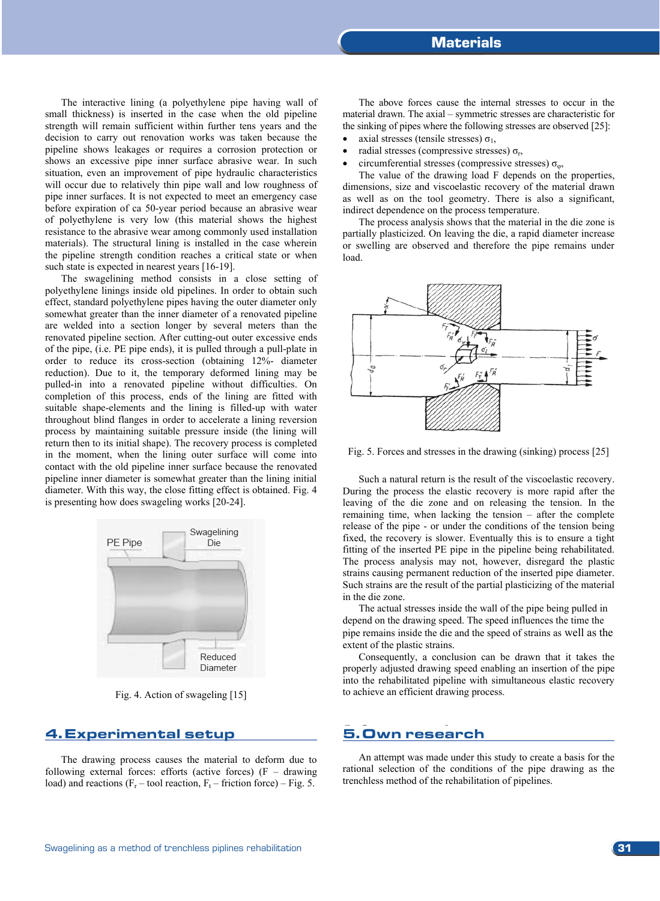The interactive lining (a polyethylene pipe having wall of small thickness) is inserted in the case when the old pipeline strength will remain sufficient within further tens years and the decision to carry out renovation works was taken because the pipeline shows leakages or requires a corrosion protection or shows an excessive pipe inner surface abrasive wear. In such situation, even an improvement of pipe hydraulic characteristics will occur due to relatively thin pipe wall and low roughness of pipe inner surfaces. It is not expected to meet an emergency case before expiration of ca 50-year period because an abrasive wear of polyethylene is very low (this material shows the highest resistance to the abrasive wear among commonly used installation materials). The structural lining is installed in the case wherein the pipeline strength condition reaches a critical state or when such state is expected in nearest years [16-19].

The swagelining method consists in a close setting of polyethylene linings inside old pipelines. In order to obtain such effect, standard polyethylene pipes having the outer diameter only somewhat greater than the inner diameter of a renovated pipeline are welded into a section longer by several meters than the renovated pipeline section. After cutting-out outer excessive ends of the pipe, (i.e. PE pipe ends), it is pulled through a pull-plate in order to reduce its cross-section (obtaining 12%- diameter reduction). Due to it, the temporary deformed lining may be pulled-in into a renovated pipeline without difficulties. On completion of this process, ends of the lining are fitted with suitable shape-elements and the lining is filled-up with water throughout blind flanges in order to accelerate a lining reversion process by maintaining suitable pressure inside (the lining will return then to its initial shape). The recovery process is completed in the moment, when the lining outer surface will come into contact with the old pipeline inner surface because the renovated pipeline inner diameter is somewhat greater than the lining initial diameter. With this way, the close fitting effect is obtained. Fig. 4 is presenting how does swageling works [20-24].

PE Pipe

Swagelining Die

Reduced Diameter

Fig. 4. Action of swageling [15]

## 4. Experimental setup

The drawing process causes the material to deform due to following external forces: efforts (active forces) (F – drawing load) and reactions ($F_r$ – tool reaction, $F_t$ – friction force) – Fig. 5.

The above forces cause the internal stresses to occur in the material drawn. The axial – symmetric stresses are characteristic for the sinking of pipes where the following stresses are observed [25]:

- axial stresses (tensile stresses) $\sigma_1$,
- radial stresses (compressive stresses) $\sigma_r$,
- circumferential stresses (compressive stresses) $\sigma_\varphi$,

The value of the drawing load F depends on the properties, dimensions, size and viscoelastic recovery of the material drawn as well as on the tool geometry. There is also a significant, indirect dependence on the process temperature.

The process analysis shows that the material in the die zone is partially plasticized. On leaving the die, a rapid diameter increase or swelling are observed and therefore the pipe remains under load.

Fig. 5. Forces and stresses in the drawing (sinking) process [25]

Such a natural return is the result of the viscoelastic recovery. During the process the elastic recovery is more rapid after the leaving of the die zone and on releasing the tension. In the remaining time, when lacking the tension – after the complete release of the pipe - or under the conditions of the tension being fixed, the recovery is slower. Eventually this is to ensure a tight fitting of the inserted PE pipe in the pipeline being rehabilitated. The process analysis may not, however, disregard the plastic strains causing permanent reduction of the inserted pipe diameter. Such strains are the result of the partial plasticizing of the material in the die zone.

The actual stresses inside the wall of the pipe being pulled in depend on the drawing speed. The speed influences the time the pipe remains inside the die and the speed of strains as well as the extent of the plastic strains.

Consequently, a conclusion can be drawn that it takes the properly adjusted drawing speed enabling an insertion of the pipe into the rehabilitated pipeline with simultaneous elastic recovery to achieve an efficient drawing process.

## 5. Own research

An attempt was made under this study to create a basis for the rational selection of the conditions of the pipe drawing as the trenchless method of the rehabilitation of pipelines.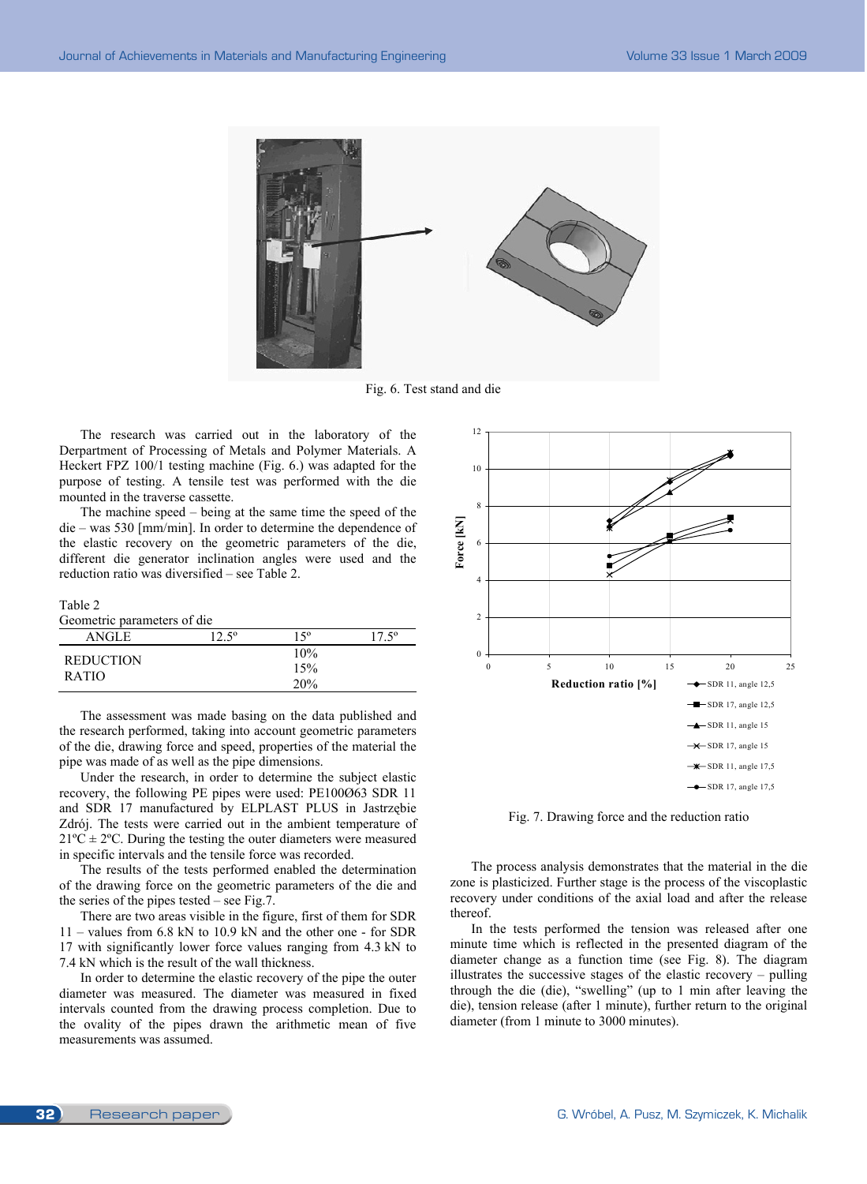Fig. 6. Test stand and die

The research was carried out in the laboratory of the Derpartment of Processing of Metals and Polymer Materials. A Heckert FPZ 100/1 testing machine (Fig. 6.) was adapted for the purpose of testing. A tensile test was performed with the die mounted in the traverse cassette.

The machine speed – being at the same time the speed of the die – was 530 [mm/min]. In order to determine the dependence of the elastic recovery on the geometric parameters of the die, different die generator inclination angles were used and the reduction ratio was diversified – see Table 2.

Table 2
Geometric parameters of die

| ANGLE | 12.5º | 15º | 17.5º |
|---|---|---|---|
| REDUCTION RATIO | | 10%<br>15%<br>20% | |

The assessment was made basing on the data published and the research performed, taking into account geometric parameters of the die, drawing force and speed, properties of the material the pipe was made of as well as the pipe dimensions.

Under the research, in order to determine the subject elastic recovery, the following PE pipes were used: PE100Ø63 SDR 11 and SDR 17 manufactured by ELPLAST PLUS in Jastrzębie Zdrój. The tests were carried out in the ambient temperature of 21ºC ± 2ºC. During the testing the outer diameters were measured in specific intervals and the tensile force was recorded.

The results of the tests performed enabled the determination of the drawing force on the geometric parameters of the die and the series of the pipes tested – see Fig.7.

There are two areas visible in the figure, first of them for SDR 11 – values from 6.8 kN to 10.9 kN and the other one - for SDR 17 with significantly lower force values ranging from 4.3 kN to 7.4 kN which is the result of the wall thickness.

In order to determine the elastic recovery of the pipe the outer diameter was measured. The diameter was measured in fixed intervals counted from the drawing process completion. Due to the ovality of the pipes drawn the arithmetic mean of five measurements was assumed.

Force [kN]
0
2
4
6
8
10
12
0
5
10
15
20
25
Reduction ratio [%]
SDR 11, angle 12,5
SDR 17, angle 12,5
SDR 11, angle 15
SDR 17, angle 15
SDR 11, angle 17,5
SDR 17, angle 17,5

Fig. 7. Drawing force and the reduction ratio

The process analysis demonstrates that the material in the die zone is plasticized. Further stage is the process of the viscoplastic recovery under conditions of the axial load and after the release thereof.

In the tests performed the tension was released after one minute time which is reflected in the presented diagram of the diameter change as a function time (see Fig. 8). The diagram illustrates the successive stages of the elastic recovery – pulling through the die (die), “swelling” (up to 1 min after leaving the die), tension release (after 1 minute), further return to the original diameter (from 1 minute to 3000 minutes).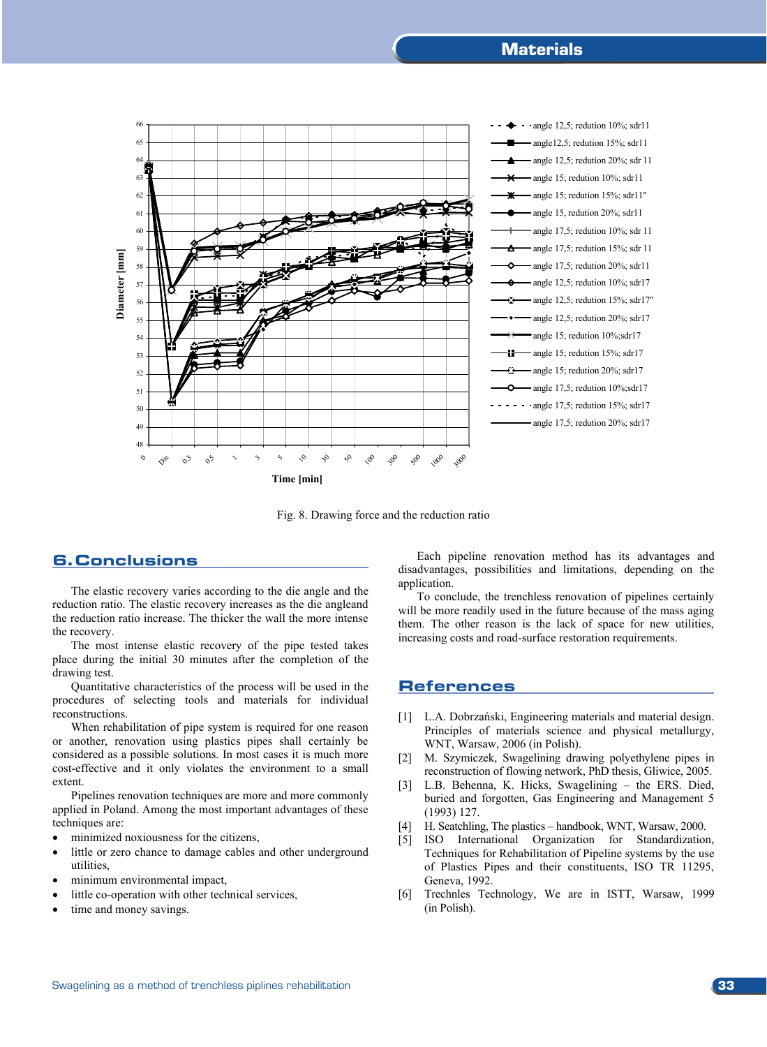Diameter [mm]

66
65
64
63
62
61
60
59
58
57
56
55
54
53
52
51
50
49
48

0
Die
0,3
0,5
1
3
5
10
30
50
100
300
500
1000
3000

Time [min]

angle 12,5; redution 10%; sdr11
angle12,5; redution 15%; sdr11
angle 12,5; redution 20%; sdr 11
angle 15; redution 10%; sdr11
angle 15; redution 15%; sdr11"
angle 15, redution 20%; sdr11
angle 17,5; redution 10%; sdr 11
angle 17,5; redution 15%; sdr 11
angle 17,5; redution 20%; sdr11
angle 12,5; redution 10%; sdr17
angle 12,5; redution 15%; sdr17"
angle 12,5; redution 20%; sdr17
angle 15; redution 10%;sdr17
angle 15; redution 15%; sdr17
angle 15; redution 20%; sdr17
angle 17,5; redution 10%;sdr17
angle 17,5; redution 15%; sdr17
angle 17,5; redution 20%; sdr17

Fig. 8. Drawing force and the reduction ratio

## 6. Conclusions

The elastic recovery varies according to the die angle and the reduction ratio. The elastic recovery increases as the die angleand the reduction ratio increase. The thicker the wall the more intense the recovery.

The most intense elastic recovery of the pipe tested takes place during the initial 30 minutes after the completion of the drawing test.

Quantitative characteristics of the process will be used in the procedures of selecting tools and materials for individual reconstructions.

When rehabilitation of pipe system is required for one reason or another, renovation using plastics pipes shall certainly be considered as a possible solutions. In most cases it is much more cost-effective and it only violates the environment to a small extent.

Pipelines renovation techniques are more and more commonly applied in Poland. Among the most important advantages of these techniques are:

- minimized noxiousness for the citizens,
- little or zero chance to damage cables and other underground utilities,
- minimum environmental impact,
- little co-operation with other technical services,
- time and money savings.

Each pipeline renovation method has its advantages and disadvantages, possibilities and limitations, depending on the application.

To conclude, the trenchless renovation of pipelines certainly will be more readily used in the future because of the mass aging them. The other reason is the lack of space for new utilities, increasing costs and road-surface restoration requirements.

## References

[1] L.A. Dobrzański, Engineering materials and material design. Principles of materials science and physical metallurgy, WNT, Warsaw, 2006 (in Polish).

[2] M. Szymiczek, Swagelining drawing polyethylene pipes in reconstruction of flowing network, PhD thesis, Gliwice, 2005.

[3] L.B. Behenna, K. Hicks, Swagelining – the ERS. Died, buried and forgotten, Gas Engineering and Management 5 (1993) 127.

[4] H. Seatchling, The plastics – handbook, WNT, Warsaw, 2000.

[5] ISO International Organization for Standardization, Techniques for Rehabilitation of Pipeline systems by the use of Plastics Pipes and their constituents, ISO TR 11295, Geneva, 1992.

[6] Trechnles Technology, We are in ISTT, Warsaw, 1999 (in Polish).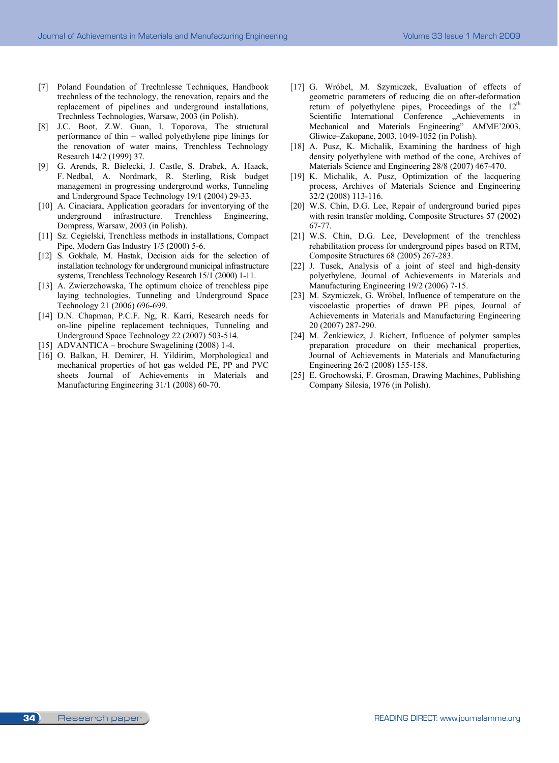[7] Poland Foundation of Trechnlesse Techniques, Handbook trechnless of the technology, the renovation, repairs and the replacement of pipelines and underground installations, Trechnless Technologies, Warsaw, 2003 (in Polish).

[8] J.C. Boot, Z.W. Guan, I. Toporova, The structural performance of thin – walled polyethylene pipe linings for the renovation of water mains, Trenchless Technology Research 14/2 (1999) 37.

[9] G. Arends, R. Bielecki, J. Castle, S. Drabek, A. Haack, F. Nedbal, A. Nordmark, R. Sterling, Risk budget management in progressing underground works, Tunneling and Underground Space Technology 19/1 (2004) 29-33.

[10] A. Cinaciara, Application georadars for inventorying of the underground infrastructure. Trenchless Engineering, Dompress, Warsaw, 2003 (in Polish).

[11] Sz. Cegielski, Trenchless methods in installations, Compact Pipe, Modern Gas Industry 1/5 (2000) 5-6.

[12] S. Gokhale, M. Hastak, Decision aids for the selection of installation technology for underground municipal infrastructure systems, Trenchless Technology Research 15/1 (2000) 1-11.

[13] A. Zwierzchowska, The optimum choice of trenchless pipe laying technologies, Tunneling and Underground Space Technology 21 (2006) 696-699.

[14] D.N. Chapman, P.C.F. Ng, R. Karri, Research needs for on-line pipeline replacement techniques, Tunneling and Underground Space Technology 22 (2007) 503-514.

[15] ADVANTICA – brochure Swagelining (2008) 1-4.

[16] O. Balkan, H. Demirer, H. Yildirim, Morphological and mechanical properties of hot gas welded PE, PP and PVC sheets Journal of Achievements in Materials and Manufacturing Engineering 31/1 (2008) 60-70.

[17] G. Wróbel, M. Szymiczek, Evaluation of effects of geometric parameters of reducing die on after-deformation return of polyethylene pipes, Proceedings of the 12th Scientific International Conference „Achievements in Mechanical and Materials Engineering" AMME'2003, Gliwice–Zakopane, 2003, 1049-1052 (in Polish).

[18] A. Pusz, K. Michalik, Examining the hardness of high density polyethylene with method of the cone, Archives of Materials Science and Engineering 28/8 (2007) 467-470.

[19] K. Michalik, A. Pusz, Optimization of the lacquering process, Archives of Materials Science and Engineering 32/2 (2008) 113-116.

[20] W.S. Chin, D.G. Lee, Repair of underground buried pipes with resin transfer molding, Composite Structures 57 (2002) 67-77.

[21] W.S. Chin, D.G. Lee, Development of the trenchless rehabilitation process for underground pipes based on RTM, Composite Structures 68 (2005) 267-283.

[22] J. Tusek, Analysis of a joint of steel and high-density polyethylene, Journal of Achievements in Materials and Manufacturing Engineering 19/2 (2006) 7-15.

[23] M. Szymiczek, G. Wróbel, Influence of temperature on the viscoelastic properties of drawn PE pipes, Journal of Achievements in Materials and Manufacturing Engineering 20 (2007) 287-290.

[24] M. Żenkiewicz, J. Richert, Influence of polymer samples preparation procedure on their mechanical properties, Journal of Achievements in Materials and Manufacturing Engineering 26/2 (2008) 155-158.

[25] E. Grochowski, F. Grosman, Drawing Machines, Publishing Company Silesia, 1976 (in Polish).